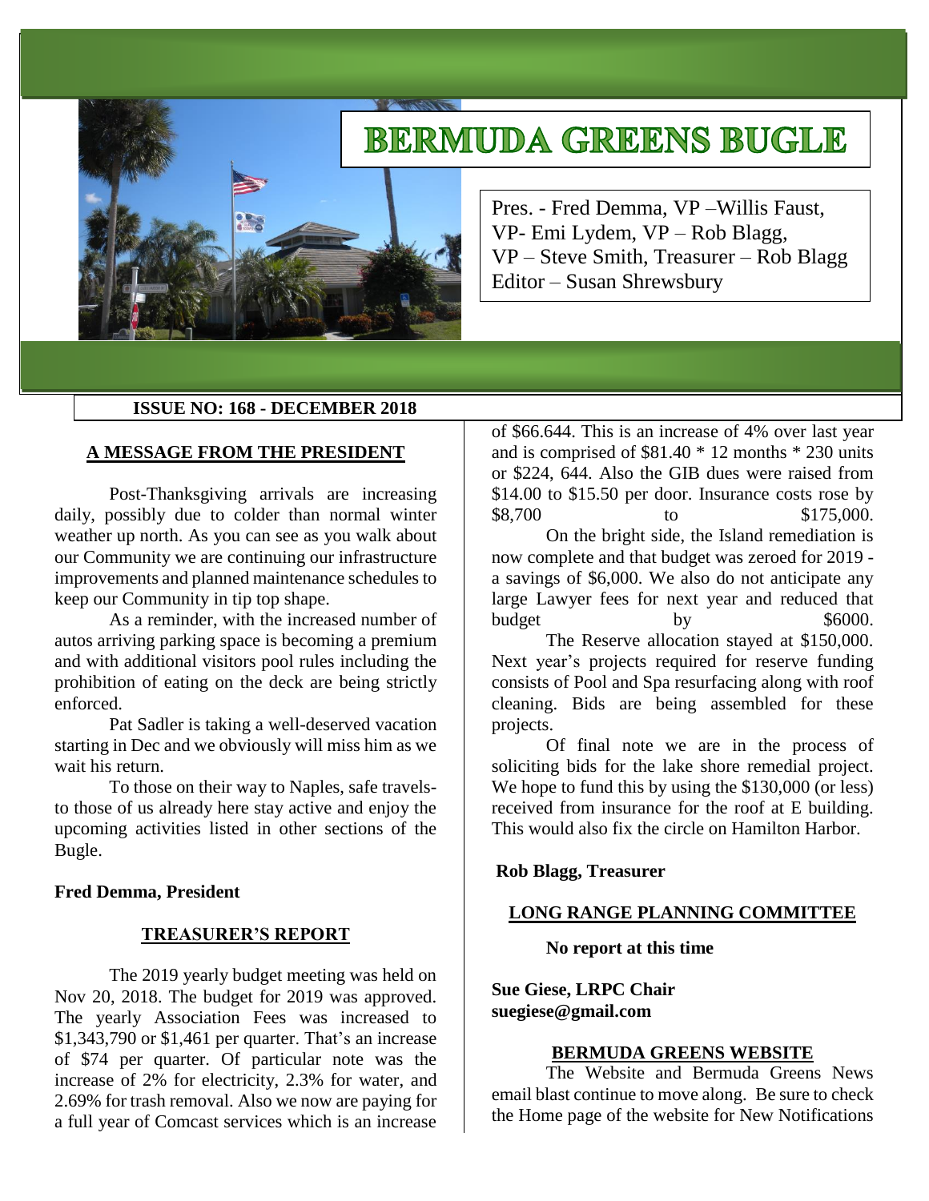# BERMUDA GREENS BUGLE

Pres. - Fred Demma, VP –Willis Faust,
VP- Emi Lydem, VP – Rob Blagg,
VP – Steve Smith, Treasurer – Rob Blagg
Editor – Susan Shrewsbury

**ISSUE NO: 168 - DECEMBER 2018**

## A MESSAGE FROM THE PRESIDENT

Post-Thanksgiving arrivals are increasing daily, possibly due to colder than normal winter weather up north. As you can see as you walk about our Community we are continuing our infrastructure improvements and planned maintenance schedules to keep our Community in tip top shape.

As a reminder, with the increased number of autos arriving parking space is becoming a premium and with additional visitors pool rules including the prohibition of eating on the deck are being strictly enforced.

Pat Sadler is taking a well-deserved vacation starting in Dec and we obviously will miss him as we wait his return.

To those on their way to Naples, safe travels- to those of us already here stay active and enjoy the upcoming activities listed in other sections of the Bugle.

**Fred Demma, President**

## TREASURER'S REPORT

The 2019 yearly budget meeting was held on Nov 20, 2018. The budget for 2019 was approved. The yearly Association Fees was increased to $1,343,790 or $1,461 per quarter. That's an increase of $74 per quarter. Of particular note was the increase of 2% for electricity, 2.3% for water, and 2.69% for trash removal. Also we now are paying for a full year of Comcast services which is an increase of $66.644. This is an increase of 4% over last year and is comprised of $81.40 * 12 months * 230 units or $224, 644. Also the GIB dues were raised from $14.00 to $15.50 per door. Insurance costs rose by $8,700 to $175,000.

On the bright side, the Island remediation is now complete and that budget was zeroed for 2019 - a savings of $6,000. We also do not anticipate any large Lawyer fees for next year and reduced that budget by $6000.

The Reserve allocation stayed at $150,000. Next year's projects required for reserve funding consists of Pool and Spa resurfacing along with roof cleaning. Bids are being assembled for these projects.

Of final note we are in the process of soliciting bids for the lake shore remedial project. We hope to fund this by using the $130,000 (or less) received from insurance for the roof at E building. This would also fix the circle on Hamilton Harbor.

**Rob Blagg, Treasurer**

## LONG RANGE PLANNING COMMITTEE

**No report at this time**

**Sue Giese, LRPC Chair**
**suegiese@gmail.com**

## BERMUDA GREENS WEBSITE

The Website and Bermuda Greens News email blast continue to move along. Be sure to check the Home page of the website for New Notifications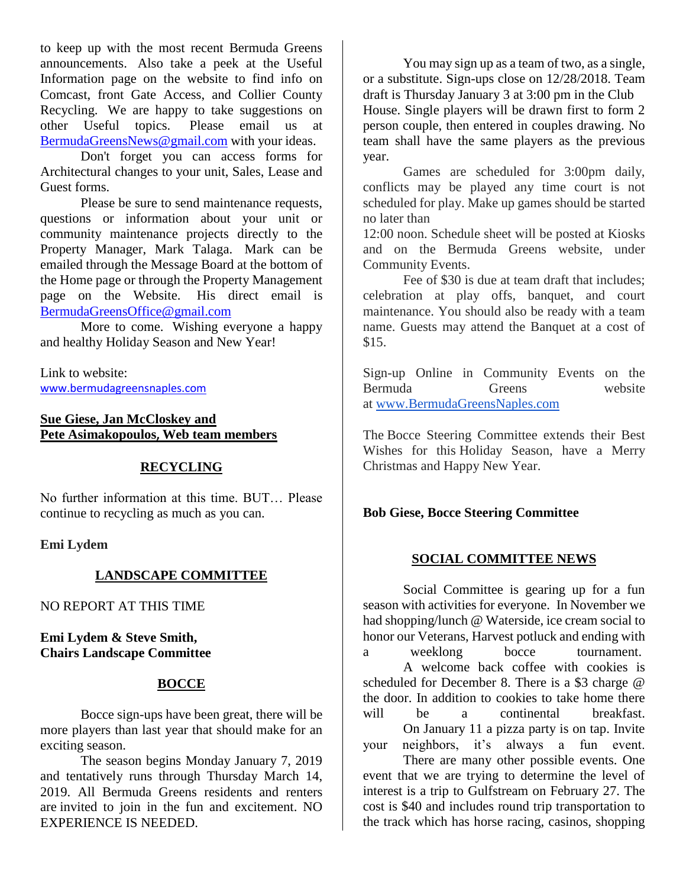to keep up with the most recent Bermuda Greens announcements. Also take a peek at the Useful Information page on the website to find info on Comcast, front Gate Access, and Collier County Recycling. We are happy to take suggestions on other Useful topics. Please email us at BermudaGreensNews@gmail.com with your ideas.

Don't forget you can access forms for Architectural changes to your unit, Sales, Lease and Guest forms.

Please be sure to send maintenance requests, questions or information about your unit or community maintenance projects directly to the Property Manager, Mark Talaga. Mark can be emailed through the Message Board at the bottom of the Home page or through the Property Management page on the Website. His direct email is BermudaGreensOffice@gmail.com

More to come. Wishing everyone a happy and healthy Holiday Season and New Year!

Link to website:
www.bermudagreensnaples.com

**Sue Giese, Jan McCloskey and Pete Asimakopoulos, Web team members**

## RECYCLING

No further information at this time. BUT… Please continue to recycling as much as you can.

**Emi Lydem**

## LANDSCAPE COMMITTEE

NO REPORT AT THIS TIME

**Emi Lydem & Steve Smith,**
**Chairs Landscape Committee**

## BOCCE

Bocce sign-ups have been great, there will be more players than last year that should make for an exciting season.

The season begins Monday January 7, 2019 and tentatively runs through Thursday March 14, 2019. All Bermuda Greens residents and renters are invited to join in the fun and excitement. NO EXPERIENCE IS NEEDED.

You may sign up as a team of two, as a single, or a substitute. Sign-ups close on 12/28/2018. Team draft is Thursday January 3 at 3:00 pm in the Club House. Single players will be drawn first to form 2 person couple, then entered in couples drawing. No team shall have the same players as the previous year.

Games are scheduled for 3:00pm daily, conflicts may be played any time court is not scheduled for play. Make up games should be started no later than 12:00 noon. Schedule sheet will be posted at Kiosks and on the Bermuda Greens website, under Community Events.

Fee of $30 is due at team draft that includes; celebration at play offs, banquet, and court maintenance. You should also be ready with a team name. Guests may attend the Banquet at a cost of $15.

Sign-up Online in Community Events on the Bermuda Greens website at www.BermudaGreensNaples.com

The Bocce Steering Committee extends their Best Wishes for this Holiday Season, have a Merry Christmas and Happy New Year.

**Bob Giese, Bocce Steering Committee**

## SOCIAL COMMITTEE NEWS

Social Committee is gearing up for a fun season with activities for everyone. In November we had shopping/lunch @ Waterside, ice cream social to honor our Veterans, Harvest potluck and ending with a weeklong bocce tournament.

A welcome back coffee with cookies is scheduled for December 8. There is a $3 charge @ the door. In addition to cookies to take home there will be a continental breakfast.

On January 11 a pizza party is on tap. Invite your neighbors, it's always a fun event.

There are many other possible events. One event that we are trying to determine the level of interest is a trip to Gulfstream on February 27. The cost is $40 and includes round trip transportation to the track which has horse racing, casinos, shopping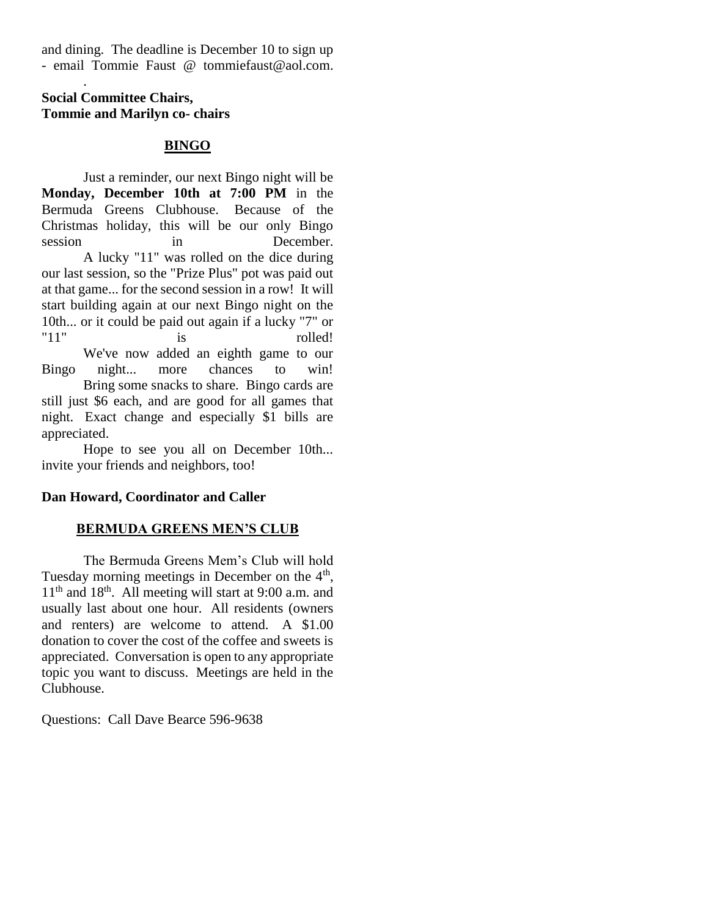and dining. The deadline is December 10 to sign up - email Tommie Faust @ tommiefaust@aol.com.

.

**Social Committee Chairs,**
**Tommie and Marilyn co- chairs**

## BINGO

Just a reminder, our next Bingo night will be **Monday, December 10th at 7:00 PM** in the Bermuda Greens Clubhouse. Because of the Christmas holiday, this will be our only Bingo session in December.

A lucky "11" was rolled on the dice during our last session, so the "Prize Plus" pot was paid out at that game... for the second session in a row! It will start building again at our next Bingo night on the 10th... or it could be paid out again if a lucky "7" or "11" is rolled!

We've now added an eighth game to our Bingo night... more chances to win!

Bring some snacks to share. Bingo cards are still just $6 each, and are good for all games that night. Exact change and especially $1 bills are appreciated.

Hope to see you all on December 10th... invite your friends and neighbors, too!

**Dan Howard, Coordinator and Caller**

## BERMUDA GREENS MEN'S CLUB

The Bermuda Greens Mem's Club will hold Tuesday morning meetings in December on the 4th, 11th and 18th. All meeting will start at 9:00 a.m. and usually last about one hour. All residents (owners and renters) are welcome to attend. A $1.00 donation to cover the cost of the coffee and sweets is appreciated. Conversation is open to any appropriate topic you want to discuss. Meetings are held in the Clubhouse.

Questions: Call Dave Bearce 596-9638